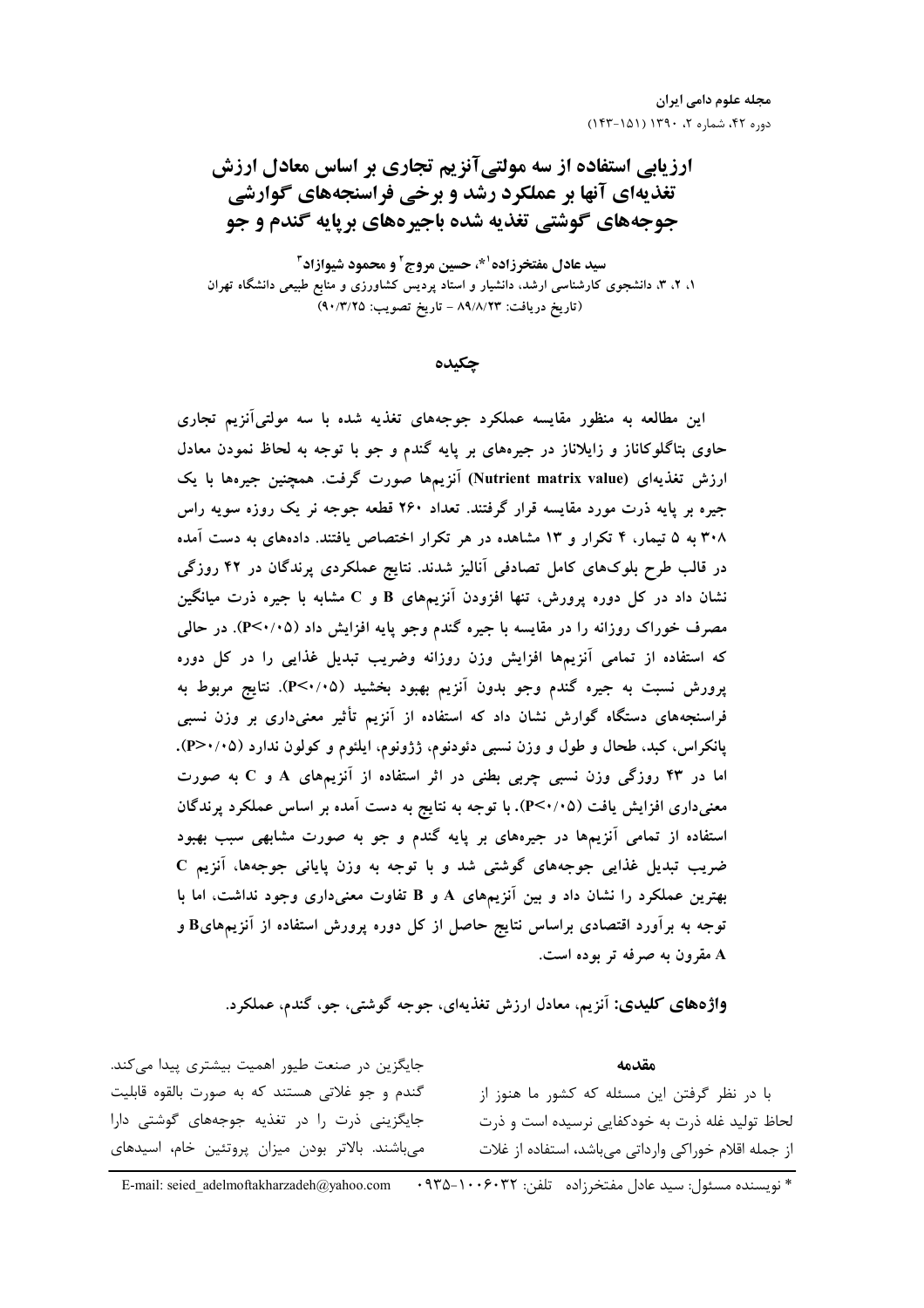# ارزیابی استفاده از سه مولتی‌آنزیم تجاری بر اساس معادل ارزش تغذیه‌ای آنها بر عملکرد رشد و برخی فراسنجه‌های گوارشی جوجه‌های گوشتی تغذیه شده باجیره‌های برپایه گندم و جو

**سید عادل مفتخرزاده[1]*، حسین مروج[2] و محمود شیوازاد[3]**

۱، ۲، ۳، دانشجوی کارشناسی ارشد، دانشیار و استاد پردیس کشاورزی و منابع طبیعی دانشگاه تهران

(تاریخ دریافت: ۸۹/۸/۲۳ - تاریخ تصویب: ۹۰/۳/۲۵)

## چکیده

این مطالعه به منظور مقایسه عملکرد جوجه‌های تغذیه شده با سه مولتی‌آنزیم تجاری حاوی بتاگلوکاناز و زایلاناز در جیره‌های بر پایه گندم و جو و با توجه به لحاظ نمودن معادل ارزش تغذیه‌ای (Nutrient matrix value) آنزیم‌ها صورت گرفت. همچنین جیره‌ها با یک جیره بر پایه ذرت مورد مقایسه قرار گرفتند. تعداد ۲۶۰ قطعه جوجه نر یک روزه سویه راس ۳۰۸ به ۵ تیمار، ۴ تکرار و ۱۳ مشاهده در هر تکرار اختصاص یافتند. داده‌های به دست آمده در قالب طرح بلوک‌های کامل تصادفی آنالیز شدند. نتایج عملکردی پرندگان در ۴۲ روزگی نشان داد در کل دوره پرورش، تنها افزودن آنزیم‌های B و C مشابه با جیره ذرت میانگین مصرف خوراک روزانه را در مقایسه با جیره گندم وجو پایه افزایش داد ($P<0.05$). در حالی که استفاده از تمامی آنزیم‌ها افزایش وزن روزانه وضریب تبدیل غذایی را در کل دوره پرورش نسبت به جیره گندم وجو بدون آنزیم بهبود بخشید ($P<0.05$). نتایج مربوط به فراسنجه‌های دستگاه گوارش نشان داد که استفاده از آنزیم تأثیر معنی‌داری بر وزن نسبی پانکراس، کبد، طحال و طول و وزن نسبی دئودنوم، ژژونوم، ایلئوم و کولون ندارد ($P>0.05$). اما در ۴۳ روزگی وزن نسبی چربی بطنی در اثر استفاده از آنزیم‌های A و C به صورت معنی‌داری افزایش یافت ($P<0.05$). با توجه به نتایج به دست آمده بر اساس عملکرد پرندگان استفاده از تمامی آنزیم‌ها در جیره‌های بر پایه گندم و جو به صورت مشابهی سبب بهبود ضریب تبدیل غذایی جوجه‌های گوشتی شد و با توجه به وزن پایانی جوجه‌ها، آنزیم C بهترین عملکرد را نشان داد و بین آنزیم‌های A و B تفاوت معنی‌داری وجود نداشت، اما با توجه به برآورد اقتصادی براساس نتایج حاصل از کل دوره پرورش استفاده از آنزیم‌هایB و A مقرون به صرفه تر بوده است.

**واژه‌های کلیدی:** آنزیم، معادل ارزش تغذیه‌ای، جوجه گوشتی، جو، گندم، عملکرد.

## مقدمه

با در نظر گرفتن این مسئله که کشور ما هنوز از لحاظ تولید غله ذرت به خودکفایی نرسیده است و ذرت از جمله اقلام خوراکی وارداتی می‌باشد، استفاده از غلات جایگزین در صنعت طیور اهمیت بیشتری پیدا می‌کند. گندم و جو غلاتی هستند که به صورت بالقوه قابلیت جایگزینی ذرت را در تغذیه جوجه‌های گوشتی دارا می‌باشند. بالاتر بودن میزان پروتئین خام، اسیدهای

\* نویسنده مسئول: سید عادل مفتخرزاده تلفن: ۰۹۳۵-۱۰۰۶۰۳۲ E-mail: seied_adelmoftakharzadeh@yahoo.com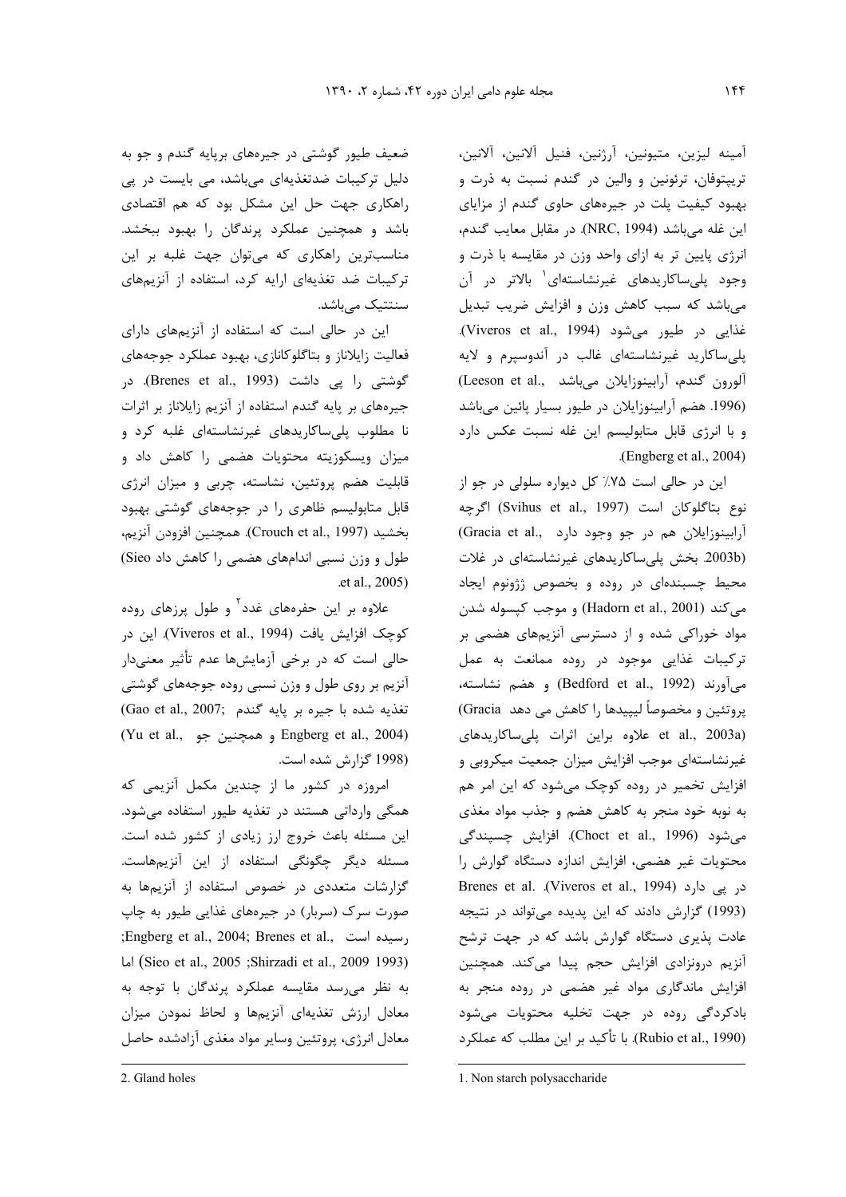آمینه لیزین، متیونین، آرژنین، فنیل آلانین، آلانین، تریپتوفان، ترئونین و والین در گندم نسبت به ذرت و بهبود کیفیت پلت در جیره‌های حاوی گندم از مزایای این غله می‌باشد (NRC, 1994). در مقابل معایب گندم، انرژی پایین تر به ازای واحد وزن در مقایسه با ذرت و وجود پلی‌ساکاریدهای غیرنشاسته‌ای[1] بالاتر در آن می‌باشد که سبب کاهش وزن و افزایش ضریب تبدیل غذایی در طیور می‌شود (Viveros et al., 1994). پلی‌ساکارید غیرنشاسته‌ای غالب در آندوسپرم و لایه آلورون گندم، آرابینوزایلان می‌باشد (Leeson et al., 1996). هضم آرابینوزایلان در طیور بسیار پائین می‌باشد و با انرژی قابل متابولیسم این غله نسبت عکس دارد (Engberg et al., 2004).

این در حالی است ۷۵٪ کل دیواره سلولی در جو از نوع بتاگلوکان است (Svihus et al., 1997) اگرچه آرابینوزایلان هم در جو وجود دارد (Gracia et al., 2003b). بخش پلی‌ساکاریدهای غیرنشاسته‌ای در غلات محیط چسبنده‌ای در روده و بخصوص ژژونوم ایجاد می‌کند (Hadorn et al., 2001) و موجب کپسوله شدن مواد خوراکی شده و از دسترسی آنزیم‌های هضمی بر ترکیبات غذایی موجود در روده ممانعت به عمل می‌آورند (Bedford et al., 1992) و هضم نشاسته، پروتئین و مخصوصاً لیپیدها را کاهش می دهد (Gracia et al., 2003a) علاوه براین اثرات پلی‌ساکاریدهای غیرنشاسته‌ای موجب افزایش میزان جمعیت میکروبی و افزایش تخمیر در روده کوچک می‌شود که این امر هم به نوبه خود منجر به کاهش هضم و جذب مواد مغذی می‌شود (Choct et al., 1996). افزایش چسپندگی محتویات غیر هضمی، افزایش اندازه دستگاه گوارش را در پی دارد (Viveros et al., 1994). Brenes et al. (1993) گزارش دادند که این پدیده می‌تواند در نتیجه عادت پذیری دستگاه گوارش باشد که در جهت ترشح آنزیم درونزادی افزایش حجم پیدا می‌کند. همچنین افزایش ماندگاری مواد غیر هضمی در روده منجر به بادکردگی روده در جهت تخلیه محتویات می‌شود (Rubio et al., 1990). با تأکید بر این مطلب که عملکرد ضعیف طیور گوشتی در جیره‌های برپایه گندم و جو به دلیل ترکیبات ضدتغذیه‌ای می‌باشد، می بایست در پی راهکاری جهت حل این مشکل بود که هم اقتصادی باشد و همچنین عملکرد پرندگان را بهبود ببخشد. مناسب‌ترین راهکاری که می‌توان جهت غلبه بر این ترکیبات ضد تغذیه‌ای ارایه کرد، استفاده از آنزیم‌های سنتتیک می‌باشد.

این در حالی است که استفاده از آنزیم‌های دارای فعالیت زایلاناز و بتاگلوکانازی، بهبود عملکرد جوجه‌های گوشتی را در پی داشت (Brenes et al., 1993). در جیره‌های بر پایه گندم استفاده از آنزیم زایلاناز بر اثرات نا مطلوب پلی‌ساکاریدهای غیرنشاسته‌ای غلبه کرد و میزان ویسکوزیته محتویات هضمی را کاهش داد و قابلیت هضم پروتئین، نشاسته، چربی و میزان انرژی قابل متابولیسم ظاهری را در جوجه‌های گوشتی بهبود بخشید (Crouch et al., 1997). همچنین افزودن آنزیم، طول و وزن نسبی اندام‌های هضمی را کاهش داد (Sieo et al., 2005).

علاوه بر این حفره‌های غدد[2] و طول پرزهای روده کوچک افزایش یافت (Viveros et al., 1994). این در حالی است که در برخی آزمایش‌ها عدم تأثیر معنی‌دار آنزیم بر روی طول و وزن نسبی روده جوجه‌های گوشتی تغذیه شده با جیره بر پایه گندم (Gao et al., 2007; Engberg et al., 2004) و همچنین جو (Yu et al., 1998) گزارش شده است.

امروزه در کشور ما از چندین مکمل آنزیمی که همگی وارداتی هستند در تغذیه طیور استفاده می‌شود. این مسئله باعث خروج ارز زیادی از کشور شده است. مسئله دیگر چگونگی استفاده از این آنزیم‌هاست. گزارشات متعددی در خصوص استفاده از آنزیم‌ها به صورت سرک (سربار) در جیره‌های غذایی طیور به چاپ رسیده است (Engberg et al., 2004; Brenes et al., 1993; Shirzadi et al., 2009; Sieo et al., 2005) اما به نظر می‌رسد مقایسه عملکرد پرندگان با توجه به معادل ارزش تغذیه‌ای آنزیم‌ها و لحاظ نمودن میزان معادل انرژی، پروتئین وسایر مواد مغذی آزادشده حاصل

---

1. Non starch polysaccharide

2. Gland holes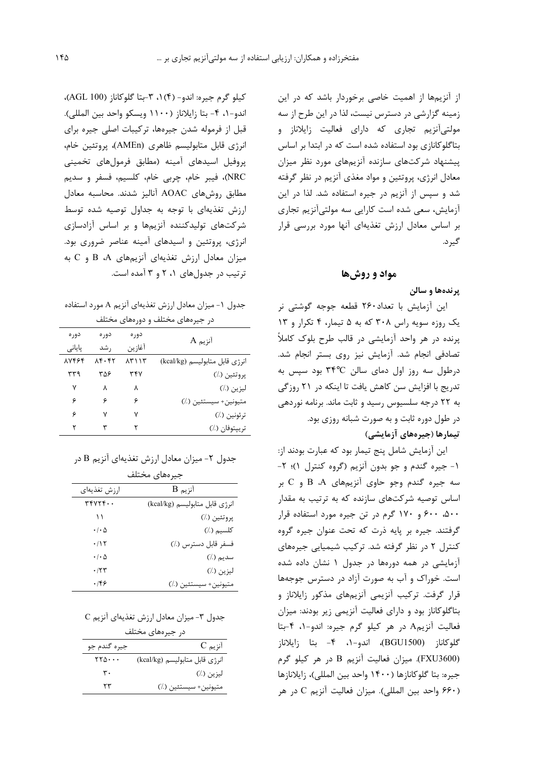از آنزیم‌ها از اهمیت خاصی برخوردار باشد که در این زمینه گزارشی در دسترس نیست، لذا در این طرح از سه مولتی‌آنزیم تجاری که دارای فعالیت زایلاناز و بتاگلوکانازی بود استفاده شده است که در ابتدا بر اساس پیشنهاد شرکت‌های سازنده آنزیم‌های مورد نظر میزان معادل انرژی، پروتئین و مواد مغذی آنزیم در نظر گرفته شد و سپس از آنزیم در جیره استفاده شد. لذا در این آزمایش، سعی شده است کارایی سه مولتی‌آنزیم تجاری بر اساس معادل ارزش تغذیه‌ای آنها مورد بررسی قرار گیرد.

## مواد و روش‌ها

### پرنده‌ها و سالن

این آزمایش با تعداد۲۶۰ قطعه جوجه گوشتی نر یک روزه سویه راس ۳۰۸ که به ۵ تیمار، ۴ تکرار و ۱۳ پرنده در هر واحد آزمایشی در قالب طرح بلوک کاملاً تصادفی انجام شد. آزمایش نیز روی بستر انجام شد. درطول سه روز اول دمای سالن ۳۴°C بود سپس به تدریج با افزایش سن کاهش یافت تا اینکه در ۲۱ روزگی به ۲۲ درجه سلسیوس رسید و ثابت ماند. برنامه نوردهی در طول دوره ثابت و به صورت شبانه روزی بود.

### تیمارها (جیره‌های آزمایشی)

این آزمایش شامل پنج تیمار بود که عبارت بودند از: ۱- جیره گندم و جو بدون آنزیم (گروه کنترل ۱)؛ ۲- سه جیره گندم وجو حاوی آنزیم‌های A، B و C بر اساس توصیه شرکت‌های سازنده که به ترتیب به مقدار ۵۰۰، ۶۰۰ و ۱۷۰ گرم در تن جیره مورد استفاده قرار گرفتند. جیره بر پایه ذرت که تحت عنوان جیره گروه کنترل ۲ در نظر گرفته شد. ترکیب شیمیایی جیره‌های آزمایشی در همه دوره‌ها در جدول ۱ نشان داده شده است. خوراک و آب به صورت آزاد در دسترس جوجه‌ها قرار گرفت. ترکیب آنزیمی آنزیم‌های مذکور زایلاناز و بتاگلوکاناز بود و دارای فعالیت آنزیمی زیر بودند: میزان فعالیت آنزیمA در هر کیلو گرم جیره: اندو-۱، ۴-بتا گلوکاناز (BGU1500)، اندو-۱، ۴- بتا زایلاناز (FXU3600). میزان فعالیت آنزیم B در هر کیلو گرم جیره: بتا گلوکانازها (۱۴۰۰ واحد بین المللی)، زایلانازها (۶۶۰ واحد بین المللی). میزان فعالیت آنزیم C در هر کیلو گرم جیره: اندو- (۴)۱، ۳-بتا گلوکاناز (AGL 100)، اندو-۱، ۴- بتا زایلاناز (۱۱۰۰ ویسکو واحد بین المللی). قبل از فرموله شدن جیره‌ها، ترکیبات اصلی جیره برای انرژی قابل متابولیسم ظاهری (AMEn)، پروتئین خام، پروفیل اسیدهای آمینه (مطابق فرمول‌های تخمینی NRC)، فیبر خام، چربی خام، کلسیم، فسفر و سدیم مطابق روش‌های AOAC آنالیز شدند. محاسبه معادل ارزش تغذیه‌ای با توجه به جداول توصیه شده توسط شرکت‌های تولیدکننده آنزیم‌ها و بر اساس آزادسازی انرژی، پروتئین و اسیدهای آمینه عناصر ضروری بود. میزان معادل ارزش تغذیه‌ای آنزیم‌های A، B و C به ترتیب در جدول‌های ۱، ۲ و ۳ آمده است.

جدول ۱- میزان معادل ارزش تغذیه‌ای آنزیم A مورد استفاده در جیره‌های مختلف و دوره‌های مختلف

| آنزیم A | دوره آغازین | دوره رشد | دوره پایانی |
|---|---|---|---|
| انرژی قابل متابولیسم (kcal/kg) | ۸۳۱۱۳ | ۸۴۰۴۲ | ۸۷۴۶۴ |
| پروتئین (٪) | ۳۴۷ | ۳۵۶ | ۳۳۹ |
| لیزین (٪) | ۸ | ۸ | ۷ |
| متیونین+ سیستئین (٪) | ۶ | ۶ | ۶ |
| ترئونین (٪) | ۷ | ۷ | ۶ |
| تریپتوفان (٪) | ۲ | ۳ | ۲ |

جدول ۲- میزان معادل ارزش تغذیه‌ای آنزیم B در جیره‌های مختلف

| آنزیم B | ارزش تغذیه‌ای |
|---|---|
| انرژی قابل متابولیسم (kcal/kg) | ۳۴۷۲۴۰۰ |
| پروتئین (٪) | ۱۱ |
| کلسیم (٪) | ۰/۰۵ |
| فسفر قابل دسترس (٪) | ۰/۱۲ |
| سدیم (٪) | ۰/۰۵ |
| لیزین (٪) | ۰/۲۳ |
| متیونین+ سیستئین (٪) | ۰/۴۶ |

جدول ۳- میزان معادل ارزش تغذیه‌ای آنزیم C در جیره‌های مختلف

| آنزیم C | جیره گندم جو |
|---|---|
| انرژی قابل متابولیسم (kcal/kg) | ۲۲۵۰۰۰ |
| لیزین (٪) | ۳۰ |
| متیونین+ سیستئین (٪) | ۲۳ |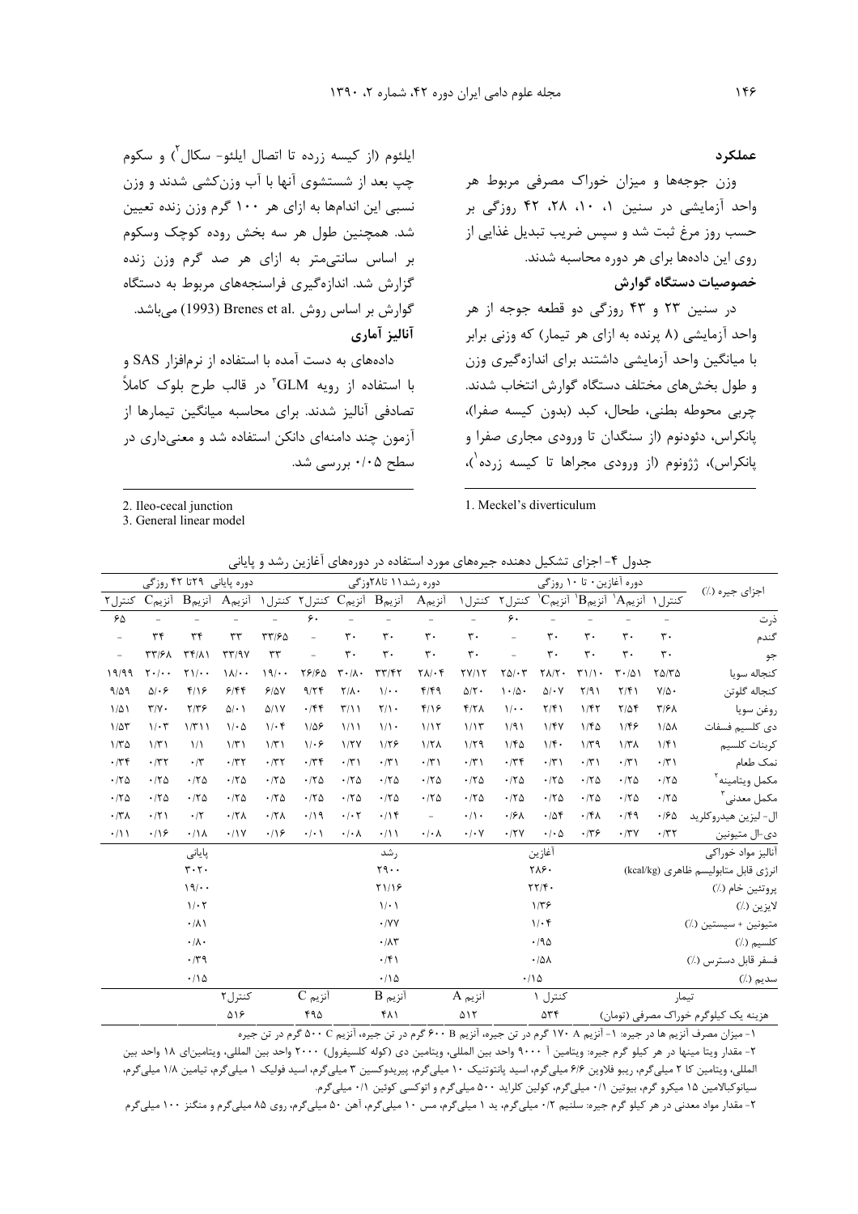**عملکرد**

وزن جوجه‌ها و میزان خوراک مصرفی مربوط هر واحد آزمایشی در سنین ۱، ۱۰، ۲۸، ۴۲ روزگی بر حسب روز مرغ ثبت شد و سپس ضریب تبدیل غذایی از روی این داده‌ها برای هر دوره محاسبه شدند.

**خصوصیات دستگاه گوارش**

در سنین ۲۳ و ۴۳ روزگی دو قطعه جوجه از هر واحد آزمایشی (۸ پرنده به ازای هر تیمار) که وزنی برابر با میانگین واحد آزمایشی داشتند برای اندازه‌گیری وزن و طول بخش‌های مختلف دستگاه گوارش انتخاب شدند. چربی محوطه بطنی، طحال، کبد (بدون کیسه صفرا)، پانکراس، دئودنوم (از سنگدان تا ورودی مجاری صفرا و پانکراس)، ژژونوم (از ورودی مجراها تا کیسه زرده[1])، ایلئوم (از کیسه زرده تا اتصال ایلئو- سکال[2]) و سکوم چپ بعد از شستشوی آنها با آب وزن‌کشی شدند و وزن نسبی این اندام‌ها به ازای هر ۱۰۰ گرم وزن زنده تعیین شد. همچنین طول هر سه بخش روده کوچک وسکوم بر اساس سانتی‌متر به ازای هر صد گرم وزن زنده گزارش شد. اندازه‌گیری فراسنجه‌های مربوط به دستگاه گوارش بر اساس روش Brenes et al. (1993) می‌باشد.

**آنالیز آماری**

داده‌های به دست آمده با استفاده از نرم‌افزار SAS و با استفاده از رویه GLM[3] در قالب طرح بلوک کاملاً تصادفی آنالیز شدند. برای محاسبه میانگین تیمارها از آزمون چند دامنه‌ای دانکن استفاده شد و معنی‌داری در سطح ۰/۰۵ بررسی شد.

1. Meckel's diverticulum
2. Ileo-cecal junction
3. General linear model

جدول ۴- اجزای تشکیل دهنده جیره‌های مورد استفاده در دوره‌های آغازین رشد و پایانی

| اجزای جیره (٪) | دوره آغازین ۰ تا ۱۰ روزگی | | | | | دوره رشد۱۱ تا۲۸روزگی | | | | | دوره پایانی ۲۹تا ۴۲ روزگی | | | | |
|---|---|---|---|---|---|---|---|---|---|---|---|---|---|---|---|
| | کنترل۱ | آنزیمA[1] | آنزیمB[1] | آنزیمC[1] | کنترل۲ | کنترل۱ | آنزیمA | آنزیمB | آنزیمC | کنترل۲ | کنترل۱ | آنزیمA | آنزیمB | آنزیمC | کنترل۲ |
| ذرت | – | – | – | – | ۶۰ | – | – | – | – | ۶۰ | – | – | – | – | ۶۵ |
| گندم | ۳۰ | ۳۰ | ۳۰ | ۳۰ | – | ۳۰ | ۳۰ | ۳۰ | ۳۰ | – | ۳۳/۶۵ | ۳۳ | ۳۴ | ۳۴ | – |
| جو | ۳۰ | ۳۰ | ۳۰ | ۳۰ | – | ۳۰ | ۳۰ | ۳۰ | ۳۰ | – | ۳۳ | ۳۳/۹۷ | ۳۴/۸۱ | ۳۳/۶۸ | – |
| کنجاله سویا | ۲۵/۳۵ | ۳۰/۵۱ | ۳۱/۱۰ | ۲۸/۲۰ | ۲۵/۰۳ | ۲۷/۱۲ | ۲۸/۰۴ | ۳۳/۴۲ | ۳۰/۸۰ | ۲۶/۶۵ | ۱۹/۰۰ | ۱۸/۰۰ | ۲۱/۰۰ | ۲۰/۰۰ | ۱۹/۹۹ |
| کنجاله گلوتن | ۷/۵۰ | ۲/۴۱ | ۲/۹۱ | ۵/۰۷ | ۱۰/۵۰ | ۵/۲۰ | ۴/۴۹ | ۱/۰۰ | ۲/۸۰ | ۹/۲۴ | ۶/۵۷ | ۶/۴۴ | ۴/۱۶ | ۵/۰۶ | ۹/۵۹ |
| روغن سویا | ۳/۶۸ | ۲/۵۴ | ۱/۴۲ | ۲/۴۱ | ۱/۰۰ | ۴/۲۸ | ۴/۱۶ | ۲/۱۰ | ۳/۱۱ | ۰/۴۴ | ۵/۱۷ | ۵/۰۱ | ۲/۳۶ | ۳/۷۰ | ۱/۵۱ |
| دی کلسیم فسفات | ۱/۵۸ | ۱/۴۶ | ۱/۴۵ | ۱/۴۷ | ۱/۹۱ | ۱/۱۳ | ۱/۱۲ | ۱/۱۰ | ۱/۱۱ | ۱/۵۶ | ۱/۰۴ | ۱/۰۵ | ۱/۳۱۱ | ۱/۰۳ | ۱/۵۳ |
| کربنات کلسیم | ۱/۴۱ | ۱/۳۸ | ۱/۳۹ | ۱/۴۰ | ۱/۴۵ | ۱/۲۹ | ۱/۲۸ | ۱/۲۶ | ۱/۲۷ | ۱/۰۶ | ۱/۳۱ | ۱/۳۱ | ۱/۱ | ۱/۳۱ | ۱/۳۵ |
| نمک طعام | ۰/۳۱ | ۰/۳۱ | ۰/۳۱ | ۰/۳۱ | ۰/۳۴ | ۰/۳۱ | ۰/۳۱ | ۰/۳۱ | ۰/۳۱ | ۰/۳۴ | ۰/۳۲ | ۰/۳۲ | ۰/۳ | ۰/۳۲ | ۰/۳۴ |
| مکمل ویتامینه[2] | ۰/۲۵ | ۰/۲۵ | ۰/۲۵ | ۰/۲۵ | ۰/۲۵ | ۰/۲۵ | ۰/۲۵ | ۰/۲۵ | ۰/۲۵ | ۰/۲۵ | ۰/۲۵ | ۰/۲۵ | ۰/۲۵ | ۰/۲۵ | ۰/۲۵ |
| مکمل معدنی[3] | ۰/۲۵ | ۰/۲۵ | ۰/۲۵ | ۰/۲۵ | ۰/۲۵ | ۰/۲۵ | ۰/۲۵ | ۰/۲۵ | ۰/۲۵ | ۰/۲۵ | ۰/۲۵ | ۰/۲۵ | ۰/۲۵ | ۰/۲۵ | ۰/۲۵ |
| ال- لیزین هیدروکلرید | ۰/۶۵ | ۰/۴۹ | ۰/۴۸ | ۰/۵۴ | ۰/۶۸ | ۰/۱۰ | – | ۰/۱۴ | ۰/۰۲ | ۰/۱۹ | ۰/۲۸ | ۰/۲۸ | ۰/۲ | ۰/۲۱ | ۰/۳۸ |
| دی-ال متیونین | ۰/۳۲ | ۰/۳۷ | ۰/۳۶ | ۰/۰۵ | ۰/۲۷ | ۰/۰۷ | ۰/۰۸ | ۰/۱۱ | ۰/۰۸ | ۰/۰۱ | ۰/۱۶ | ۰/۱۷ | ۰/۱۸ | ۰/۱۶ | ۰/۱۱ |

| آنالیز مواد خوراکی | آغازین | رشد | پایانی |
|---|---|---|---|
| انرژی قابل متابولیسم ظاهری (kcal/kg) | ۲۸۶۰ | ۲۹۰۰ | ۳۰۲۰ |
| پروتئین خام (٪) | ۲۲/۴۰ | ۲۱/۱۶ | ۱۹/۰۰ |
| لایزین (٪) | ۱/۳۶ | ۱/۰۱ | ۱/۰۲ |
| متیونین + سیستین (٪) | ۱/۰۴ | ۰/۷۷ | ۰/۸۱ |
| کلسیم (٪) | ۰/۹۵ | ۰/۸۳ | ۰/۸۰ |
| فسفر قابل دسترس (٪) | ۰/۵۸ | ۰/۴۱ | ۰/۳۹ |
| سدیم (٪) | ۰/۱۵ | ۰/۱۵ | ۰/۱۵ |

| تیمار | کنترل ۱ | آنزیم A | آنزیم B | آنزیم C | کنترل۲ |
|---|---|---|---|---|---|
| هزینه یک کیلوگرم خوراک مصرفی (تومان) | ۵۳۴ | ۵۱۲ | ۴۸۱ | ۴۹۵ | ۵۱۶ |

۱- میزان مصرف آنزیم ها در جیره: ۱- آنزیم A ۱۷۰ گرم در تن جیره، آنزیم B ۶۰۰ گرم در تن جیره، آنزیم C ۵۰۰ گرم در تن جیره

۲- مقدار ویتا مینها در هر کیلو گرم جیره: ویتامین آ ۹۰۰۰ واحد بین المللی، ویتامین دی (کوله کلسیفرول) ۲۰۰۰ واحد بین المللی، ویتامین‌ای ۱۸ واحد بین المللی، ویتامین کا ۲ میلی‌گرم، ریبو فلاوین ۶/۶ میلی‌گرم، اسید پانتوتنیک ۱۰ میلی‌گرم، پیریدوکسین ۳ میلی‌گرم، اسید فولیک ۱ میلی‌گرم، تیامین ۱/۸ میلی‌گرم، سیانوکبالامین ۱۵ میکرو گرم، بیوتین ۰/۱ میلی‌گرم، کولین کلراید ۵۰۰ میلی‌گرم و اتوکسی کوئین ۰/۱ میلی‌گرم.

۲- مقدار مواد معدنی در هر کیلو گرم جیره: سلنیم ۰/۲ میلی‌گرم، ید ۱ میلی‌گرم، مس ۱۰ میلی‌گرم، آهن ۵۰ میلی‌گرم، روی ۸۵ میلی‌گرم و منگنز ۱۰۰ میلی‌گرم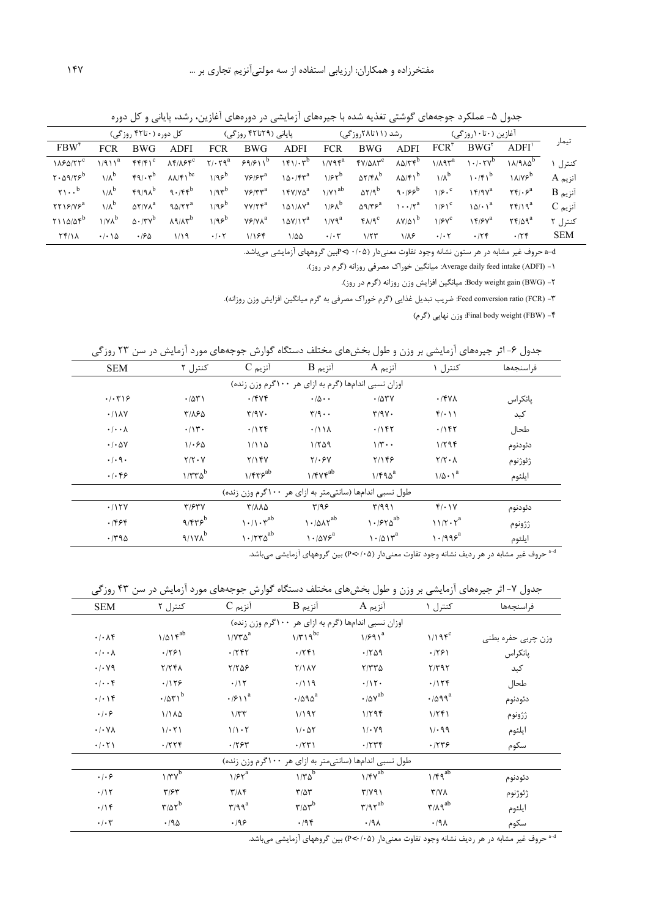جدول ۵- عملکرد جوجه‌های گوشتی تغذیه شده با جیره‌های آزمایشی در دوره‌های آغازین، رشد، پایانی و کل دوره

| تیمار | آغازین (۰تا۱۰روزگی) | | | رشد (۱۱تا۲۸روزگی) | | | پایانی (۲۹تا۴۲ روزگی) | | | کل دوره (۰تا۴۲ روزگی) | | | |
|---|---|---|---|---|---|---|---|---|---|---|---|---|---|
| | ADFI[۱] | BWG[۲] | FCR[۳] | ADFI | BWG | FCR | ADFI | BWG | FCR | ADFI | BWG | FCR | FBW[۴] |
| کنترل ۱ | ۱۸/۹۸۵[b] | ۱۰/۰۲۷[b] | ۱/۸۹۳[a] | ۸۵/۳۴[b] | ۴۷/۵۸۳[c] | ۱/۷۹۴[a] | ۱۴۱/۰۳[b] | ۶۹/۶۱۱[b] | ۲/۰۲۹[a] | ۸۴/۸۶۴[c] | ۴۴/۴۱[c] | ۱/۹۱۱[a] | ۱۸۶۵/۲۲[c] |
| آنزیم A | ۱۸/۷۶[b] | ۱۰/۴۱[b] | ۱/۸[b] | ۸۵/۴۱[b] | ۵۲/۴۸[b] | ۱/۶۲[b] | ۱۵۰/۴۳[a] | ۷۶/۶۳[a] | ۱/۹۶[b] | ۸۸/۴۱[bc] | ۴۹/۰۳[b] | ۱/۸[b] | ۲۰۵۹/۲۶[b] |
| آنزیم B | ۲۴/۰۶[a] | ۱۴/۹۷[a] | ۱/۶۰[c] | ۹۰/۶۶[b] | ۵۲/۹[b] | ۱/۷۱[ab] | ۱۴۷/۷۵[a] | ۷۶/۳۳[a] | ۱/۹۳[b] | ۹۰/۴۴[b] | ۴۹/۹۸[b] | ۱/۸[b] | ۲۱۰۰[b] |
| آنزیم C | ۲۴/۱۹[a] | ۱۵/۰۱[a] | ۱/۶۱[c] | ۱۰۰/۲[a] | ۵۹/۳۶[a] | ۱/۶۸[b] | ۱۵۱/۸۷[a] | ۷۷/۲۴[a] | ۱/۹۶[b] | ۹۵/۲۲[a] | ۵۲/۷۸[a] | ۱/۸[b] | ۲۲۱۶/۷۶[a] |
| کنترل ۲ | ۲۴/۵۹[a] | ۱۴/۶۷[a] | ۱/۶۷[c] | ۸۷/۵۱[b] | ۴۸/۹[c] | ۱/۷۹[a] | ۱۵۷/۱۲[a] | ۷۶/۷۸[a] | ۱/۹۶[b] | ۸۹/۸۳[b] | ۵۰/۳۷[b] | ۱/۷۸[b] | ۲۱۱۵/۵۴[b] |
| SEM | ۰/۲۴ | ۰/۲۴ | ۰/۰۲ | ۱/۸۶ | ۱/۲۳ | ۰/۰۳ | ۱/۵۵ | ۱/۱۶۴ | ۰/۰۲ | ۱/۱۹ | ۰/۶۵ | ۰/۰۱۵ | ۲۴/۱۸ |

a-d حروف غیر مشابه در هر ستون نشانه وجود تفاوت معنی‌دار (۰/۰۵ >P) بین گروههای آزمایشی می‌باشد.

۱- Average daily feed intake (ADFI): میانگین خوراک مصرفی روزانه (گرم در روز).

۲- Body weight gain (BWG): میانگین افزایش وزن روزانه (گرم در روز).

۳- Feed conversion ratio (FCR): ضریب تبدیل غذایی (گرم خوراک مصرفی به گرم میانگین افزایش وزن روزانه).

۴- Final body weight (FBW): وزن نهایی (گرم)

جدول ۶- اثر جیره‌های آزمایشی بر وزن و طول بخش‌های مختلف دستگاه گوارش جوجه‌های مورد آزمایش در سن ۲۳ روزگی

| فراسنجه‌ها | کنترل ۱ | آنزیم A | آنزیم B | آنزیم C | کنترل ۲ | SEM |
|---|---|---|---|---|---|---|
| | اوزان نسبی اندام‌ها (گرم به ازای هر ۱۰۰گرم وزن زنده) | | | | | |
| پانکراس | ۰/۴۷۸ | ۰/۵۳۷ | ۰/۵۰۰ | ۰/۴۷۴ | ۰/۵۳۱ | ۰/۰۳۱۶ |
| کبد | ۴/۰۱۱ | ۳/۹۷۰ | ۳/۹۰۰ | ۳/۹۷۰ | ۳/۸۶۵ | ۰/۱۸۷ |
| طحال | ۰/۱۴۲ | ۰/۱۴۲ | ۰/۱۱۸ | ۰/۱۲۴ | ۰/۱۳۰ | ۰/۰۰۰۸ |
| دئودنوم | ۱/۲۹۴ | ۱/۳۰۰ | ۱/۲۵۹ | ۱/۱۱۵ | ۱/۰۶۵ | ۰/۰۵۷ |
| ژئوژنوم | ۲/۲۰۸ | ۲/۱۴۶ | ۲/۰۶۷ | ۲/۱۴۷ | ۲/۲۰۷ | ۰/۰۹۰ |
| ایلئوم | ۱/۵۰۱[a] | ۱/۴۹۵[a] | ۱/۴۷۴[ab] | ۱/۴۳۶[ab] | ۱/۳۳۵[b] | ۰/۰۴۶ |
| | طول نسبی اندام‌ها (سانتی‌متر به ازای هر ۱۰۰گرم وزن زنده) | | | | | |
| دئودنوم | ۴/۰۱۷ | ۳/۹۹۱ | ۳/۹۶ | ۳/۸۸۵ | ۳/۶۳۷ | ۰/۱۲۷ |
| ژژونوم | ۱۱/۲۰۲[a] | ۱۰/۶۲۵[ab] | ۱۰/۵۸۲[ab] | ۱۰/۱۰۳[ab] | ۹/۴۳۶[b] | ۰/۴۶۴ |
| ایلئوم | ۱۰/۹۹۶[a] | ۱۰/۵۱۳[a] | ۱۰/۵۷۶[a] | ۱۰/۲۳۵[ab] | ۹/۱۷۸[b] | ۰/۳۹۵ |

a-d حروف غیر مشابه در هر ردیف نشانه وجود تفاوت معنی‌دار (۰/۰۵>P) بین گروههای آزمایشی می‌باشد.

جدول ۷- اثر جیره‌های آزمایشی بر وزن و طول بخش‌های مختلف دستگاه گوارش جوجه‌های مورد آزمایش در سن ۴۳ روزگی

| فراسنجه‌ها | کنترل ۱ | آنزیم A | آنزیم B | آنزیم C | کنترل ۲ | SEM |
|---|---|---|---|---|---|---|
| | اوزان نسبی اندام‌ها (گرم به ازای هر ۱۰۰گرم وزن زنده) | | | | | |
| وزن چربی حفره بطنی | ۱/۱۹۴[c] | ۱/۶۹۱[a] | ۱/۳۱۹[bc] | ۱/۷۳۵[a] | ۱/۵۱۴[ab] | ۰/۰۸۴ |
| پانکراس | ۰/۲۶۱ | ۰/۲۵۹ | ۰/۲۴۱ | ۰/۲۴۲ | ۰/۲۶۱ | ۰/۰۰۰۸ |
| کبد | ۲/۳۹۲ | ۲/۳۳۵ | ۲/۱۸۷ | ۲/۲۵۶ | ۲/۲۴۸ | ۰/۰۷۹ |
| طحال | ۰/۱۲۴ | ۰/۱۲۰ | ۰/۱۱۹ | ۰/۱۲ | ۰/۱۲۶ | ۰/۰۰۴ |
| دئودنوم | ۰/۵۹۹[a] | ۰/۵۷[ab] | ۰/۵۹۵[a] | ۰/۶۱۱[a] | ۰/۵۳۱[b] | ۰/۰۱۴ |
| ژژونوم | ۱/۲۴۱ | ۱/۲۹۴ | ۱/۱۹۲ | ۱/۳۳ | ۱/۱۸۵ | ۰/۰۶ |
| ایلئوم | ۱/۰۹۹ | ۱/۰۷۹ | ۱/۰۵۲ | ۱/۱۰۲ | ۱/۰۲۱ | ۰/۰۷۸ |
| سکوم | ۰/۲۳۶ | ۰/۲۳۴ | ۰/۲۳۱ | ۰/۲۶۳ | ۰/۲۲۴ | ۰/۰۲۱ |
| | طول نسبی اندام‌ها (سانتی‌متر به ازای هر ۱۰۰گرم وزن زنده) | | | | | |
| دئودنوم | ۱/۴۹[ab] | ۱/۴۷[ab] | ۱/۳۵[b] | ۱/۶۲[a] | ۱/۳۷[b] | ۰/۰۶ |
| ژئوژنوم | ۳/۷۸ | ۳/۷۹۱ | ۳/۵۳ | ۳/۸۴ | ۳/۶۳ | ۰/۱۲ |
| ایلئوم | ۳/۸۹[ab] | ۳/۹۲[ab] | ۳/۵۳[b] | ۳/۹۹[a] | ۳/۵۲[b] | ۰/۱۴ |
| سکوم | ۰/۹۸ | ۰/۹۸ | ۰/۹۴ | ۰/۹۶ | ۰/۹۵ | ۰/۰۳ |

a-d حروف غیر مشابه در هر ردیف نشانه وجود تفاوت معنی‌دار (۰/۰۵>P) بین گروههای آزمایشی می‌باشد.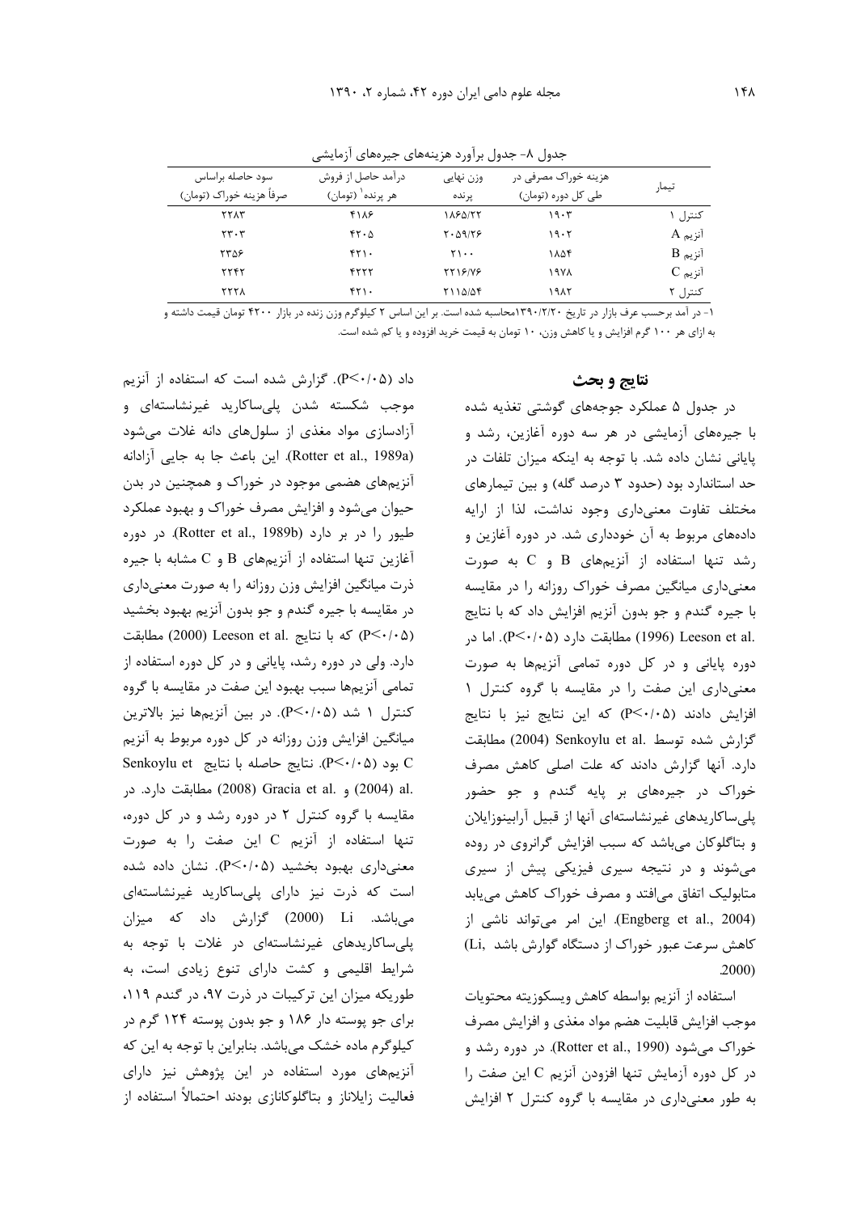جدول ۸- جدول برآورد هزینه‌های جیره‌های آزمایشی

| تیمار | هزینه خوراک مصرفی در طی کل دوره (تومان) | وزن نهایی پرنده | درآمد حاصل از فروش هر پرنده[1] (تومان) | سود حاصله براساس صرفاً هزینه خوراک (تومان) |
|---|---|---|---|---|
| کنترل ۱ | ۱۹۰۳ | ۱۸۶۵/۲۲ | ۴۱۸۶ | ۲۲۸۳ |
| آنزیم A | ۱۹۰۲ | ۲۰۵۹/۲۶ | ۴۲۰۵ | ۲۳۰۳ |
| آنزیم B | ۱۸۵۴ | ۲۱۰۰ | ۴۲۱۰ | ۲۳۵۶ |
| آنزیم C | ۱۹۷۸ | ۲۲۱۶/۷۶ | ۴۲۲۲ | ۲۲۴۲ |
| کنترل ۲ | ۱۹۸۲ | ۲۱۱۵/۵۴ | ۴۲۱۰ | ۲۲۲۸ |

۱- در آمد برحسب عرف بازار در تاریخ ۱۳۹۰/۲/۲۰محاسبه شده است. بر این اساس ۲ کیلوگرم وزن زنده در بازار ۴۲۰۰ تومان قیمت داشته و به ازای هر ۱۰۰ گرم افزایش و یا کاهش وزن، ۱۰ تومان به قیمت خرید افزوده و یا کم شده است.

## نتایج و بحث

در جدول ۵ عملکرد جوجه‌های گوشتی تغذیه شده با جیره‌های آزمایشی در هر سه دوره آغازین، رشد و پایانی نشان داده شد. با توجه به اینکه میزان تلفات در حد استاندارد بود (حدود ۳ درصد گله) و بین تیمارهای مختلف تفاوت معنی‌داری وجود نداشت، لذا از ارایه داده‌های مربوط به آن خودداری شد. در دوره آغازین و رشد تنها استفاده از آنزیم‌های B و C به صورت معنی‌داری میانگین مصرف خوراک روزانه را در مقایسه با جیره گندم و جو بدون آنزیم افزایش داد که با نتایج Leeson et al. (1996) مطابقت دارد ($P<0.05$). اما در دوره پایانی و در کل دوره تمامی آنزیم‌ها به صورت معنی‌داری این صفت را در مقایسه با گروه کنترل ۱ افزایش دادند ($P<0.05$) که این نتایج نیز با نتایج گزارش شده توسط Senkoylu et al. (2004) مطابقت دارد. آنها گزارش دادند که علت اصلی کاهش مصرف خوراک در جیره‌های بر پایه گندم و جو حضور پلی‌ساکاریدهای غیرنشاسته‌ای آنها از قبیل آرابینوزایلان و بتاگلوکان می‌باشد که سبب افزایش گرانروی در روده می‌شوند و در نتیجه سیری فیزیکی پیش از سیری متابولیک اتفاق می‌افتد و مصرف خوراک کاهش می‌یابد (Engberg et al., 2004). این امر می‌تواند ناشی از کاهش سرعت عبور خوراک از دستگاه گوارش باشد (Li, 2000).

استفاده از آنزیم بواسطه کاهش ویسکوزیته محتویات موجب افزایش قابلیت هضم مواد مغذی و افزایش مصرف خوراک می‌شود (Rotter et al., 1990). در دوره رشد و در کل دوره آزمایش تنها افزودن آنزیم C این صفت را به طور معنی‌داری در مقایسه با گروه کنترل ۲ افزایش داد ($P<0.05$). گزارش شده است که استفاده از آنزیم موجب شکسته شدن پلی‌ساکارید غیرنشاسته‌ای و آزادسازی مواد مغذی از سلول‌های دانه غلات می‌شود (Rotter et al., 1989a). این باعث جا به جایی آزادانه آنزیم‌های هضمی موجود در خوراک و همچنین در بدن حیوان می‌شود و افزایش مصرف خوراک و بهبود عملکرد طیور را در بر دارد (Rotter et al., 1989b). در دوره آغازین تنها استفاده از آنزیم‌های B و C مشابه با جیره ذرت میانگین افزایش وزن روزانه را به صورت معنی‌داری در مقایسه با جیره گندم و جو بدون آنزیم بهبود بخشید ($P<0.05$) که با نتایج Leeson et al. (2000) مطابقت دارد. ولی در دوره رشد، پایانی و در کل دوره استفاده از تمامی آنزیم‌ها سبب بهبود این صفت در مقایسه با گروه کنترل ۱ شد ($P<0.05$). در بین آنزیم‌ها نیز بالاترین میانگین افزایش وزن روزانه در کل دوره مربوط به آنزیم C بود ($P<0.05$). نتایج حاصله با نتایج Senkoylu et al. (2004) و Gracia et al. (2008) مطابقت دارد. در مقایسه با گروه کنترل ۲ در دوره رشد و در کل دوره، تنها استفاده از آنزیم C این صفت را به صورت معنی‌داری بهبود بخشید ($P<0.05$). نشان داده شده است که ذرت نیز دارای پلی‌ساکارید غیرنشاسته‌ای می‌باشد. Li (2000) گزارش داد که میزان پلی‌ساکاریدهای غیرنشاسته‌ای در غلات با توجه به شرایط اقلیمی و کشت دارای تنوع زیادی است، به طوریکه میزان این ترکیبات در ذرت ۹۷، در گندم ۱۱۹، برای جو پوسته دار ۱۸۶ و جو بدون پوسته ۱۲۴ گرم در کیلوگرم ماده خشک می‌باشد. بنابراین با توجه به این که آنزیم‌های مورد استفاده در این پژوهش نیز دارای فعالیت زایلاناز و بتاگلوکانازی بودند احتمالاً استفاده از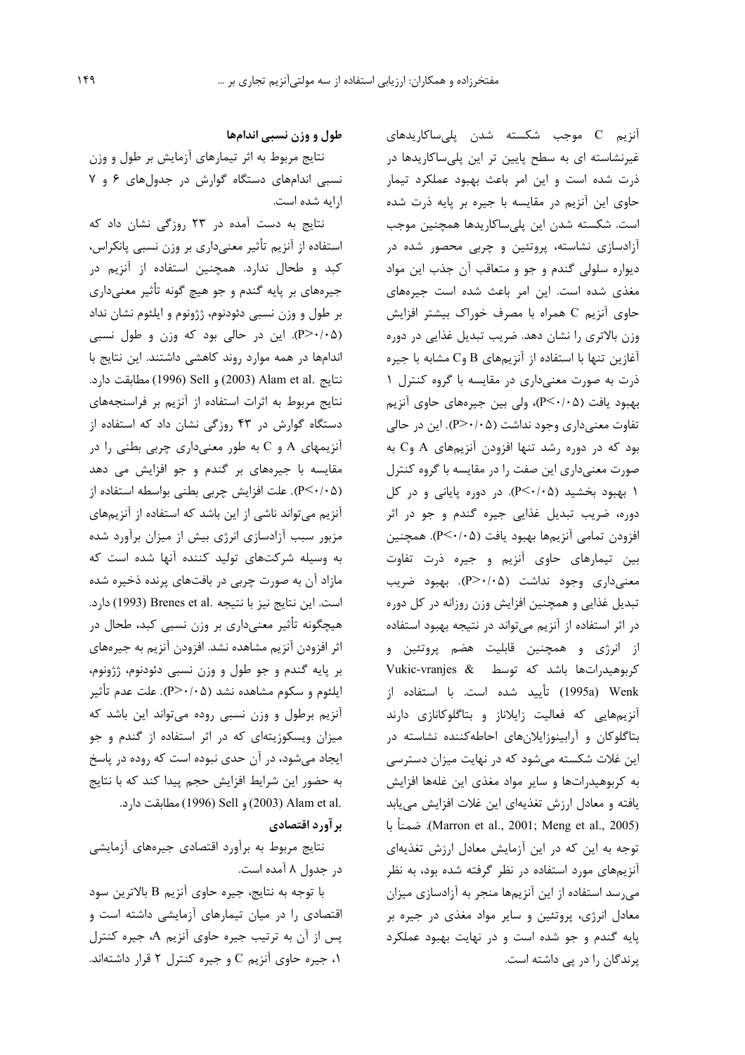آنزیم C موجب شکسته شدن پلی‌ساکاریدهای غیرنشاسته ای به سطح پایین تر این پلی‌ساکاریدها در ذرت شده است و این امر باعث بهبود عملکرد تیمار حاوی این آنزیم در مقایسه با جیره بر پایه ذرت شده است. شکسته شدن این پلی‌ساکاریدها همچنین موجب آزادسازی نشاسته، پروتئین و چربی محصور شده در دیواره سلولی گندم و جو و متعاقب آن جذب این مواد مغذی شده است. این امر باعث شده است جیره‌های حاوی آنزیم C همراه با مصرف خوراک بیشتر افزایش وزن بالاتری را نشان دهد. ضریب تبدیل غذایی در دوره آغازین تنها با استفاده از آنزیم‌های B وC مشابه با جیره ذرت به صورت معنی‌داری در مقایسه با گروه کنترل ۱ بهبود یافت ($P<0.05$)، ولی بین جیره‌های حاوی آنزیم تفاوت معنی‌داری وجود نداشت ($P>0.05$). این در حالی بود که در دوره رشد تنها افزودن آنزیم‌های A وC به صورت معنی‌داری این صفت را در مقایسه با گروه کنترل ۱ بهبود بخشید ($P<0.05$). در دوره پایانی و در کل دوره، ضریب تبدیل غذایی جیره گندم و جو در اثر افزودن تمامی آنزیم‌ها بهبود یافت ($P<0.05$). همچنین بین تیمارهای حاوی آنزیم و جیره ذرت تفاوت معنی‌داری وجود نداشت ($P>0.05$). بهبود ضریب تبدیل غذایی و همچنین افزایش وزن روزانه در کل دوره در اثر استفاده از آنزیم می‌تواند در نتیجه بهبود استفاده از انرژی و همچنین قابلیت هضم پروتئین و کربوهیدرات‌ها باشد که توسط Vukic-vranjes & Wenk (1995a) تأیید شده است. با استفاده از آنزیم‌هایی که فعالیت زایلاناز و بتاگلوکانازی دارند بتاگلوکان و آرابینوزایلان‌های احاطه‌کننده نشاسته در این غلات شکسته می‌شود که در نهایت میزان دسترسی به کربوهیدرات‌ها و سایر مواد مغذی این غله‌ها افزایش یافته و معادل ارزش تغذیه‌ای این غلات افزایش می‌یابد (Marron et al., 2001; Meng et al., 2005). ضمناً با توجه به این که در این آزمایش معادل ارزش تغذیه‌ای آنزیم‌های مورد استفاده در نظر گرفته شده بود، به نظر می‌رسد استفاده از این آنزیم‌ها منجر به آزادسازی میزان معادل انرژی، پروتئین و سایر مواد مغذی در جیره بر پایه گندم و جو شده است و در نهایت بهبود عملکرد پرندگان را در پی داشته است.

**طول و وزن نسبی اندام‌ها**

نتایج مربوط به اثر تیمارهای آزمایش بر طول و وزن نسبی اندام‌های دستگاه گوارش در جدول‌های ۶ و ۷ ارایه شده است.

نتایج به دست آمده در ۲۳ روزگی نشان داد که استفاده از آنزیم تأثیر معنی‌داری بر وزن نسبی پانکراس، کبد و طحال ندارد. همچنین استفاده از آنزیم در جیره‌های بر پایه گندم و جو هیچ گونه تأثیر معنی‌داری بر طول و وزن نسبی دئودنوم، ژژونوم و ایلئوم نشان نداد ($P>0.05$). این در حالی بود که وزن و طول نسبی اندام‌ها در همه موارد روند کاهشی داشتند. این نتایج با نتایج Alam et al. (2003) و Sell (1996) مطابقت دارد. نتایج مربوط به اثرات استفاده از آنزیم بر فراسنجه‌های دستگاه گوارش در ۴۳ روزگی نشان داد که استفاده از آنزیمهای A و C به طور معنی‌داری چربی بطنی را در مقایسه با جیره‌های بر گندم و جو افزایش می دهد ($P<0.05$). علت افزایش چربی بطنی بواسطه استفاده از آنزیم می‌تواند ناشی از این باشد که استفاده از آنزیم‌های مزبور سبب آزادسازی انرژی بیش از میزان برآورد شده به وسیله شرکت‌های تولید کننده آنها شده است که مازاد آن به صورت چربی در بافت‌های پرنده ذخیره شده است. این نتایج نیز با نتیجه Brenes et al. (1993) دارد. هیچگونه تأثیر معنی‌داری بر وزن نسبی کبد، طحال در اثر افزودن آنزیم مشاهده نشد. افزودن آنزیم به جیره‌های بر پایه گندم و جو طول و وزن نسبی دئودنوم، ژژونوم، ایلئوم و سکوم مشاهده نشد ($P>0.05$). علت عدم تأثیر آنزیم برطول و وزن نسبی روده می‌تواند این باشد که میزان ویسکوزیته‌ای که در اثر استفاده از گندم و جو ایجاد می‌شود، در آن حدی نبوده است که روده در پاسخ به حضور این شرایط افزایش حجم پیدا کند که با نتایج Alam et al. (2003) و Sell (1996) مطابقت دارد.

**برآورد اقتصادی**

نتایج مربوط به برآورد اقتصادی جیره‌های آزمایشی در جدول ۸ آمده است.

با توجه به نتایج، جیره حاوی آنزیم B بالاترین سود اقتصادی را در میان تیمارهای آزمایشی داشته است و پس از آن به ترتیب جیره حاوی آنزیم A، جیره کنترل ۱، جیره حاوی آنزیم C و جیره کنترل ۲ قرار داشته‌اند.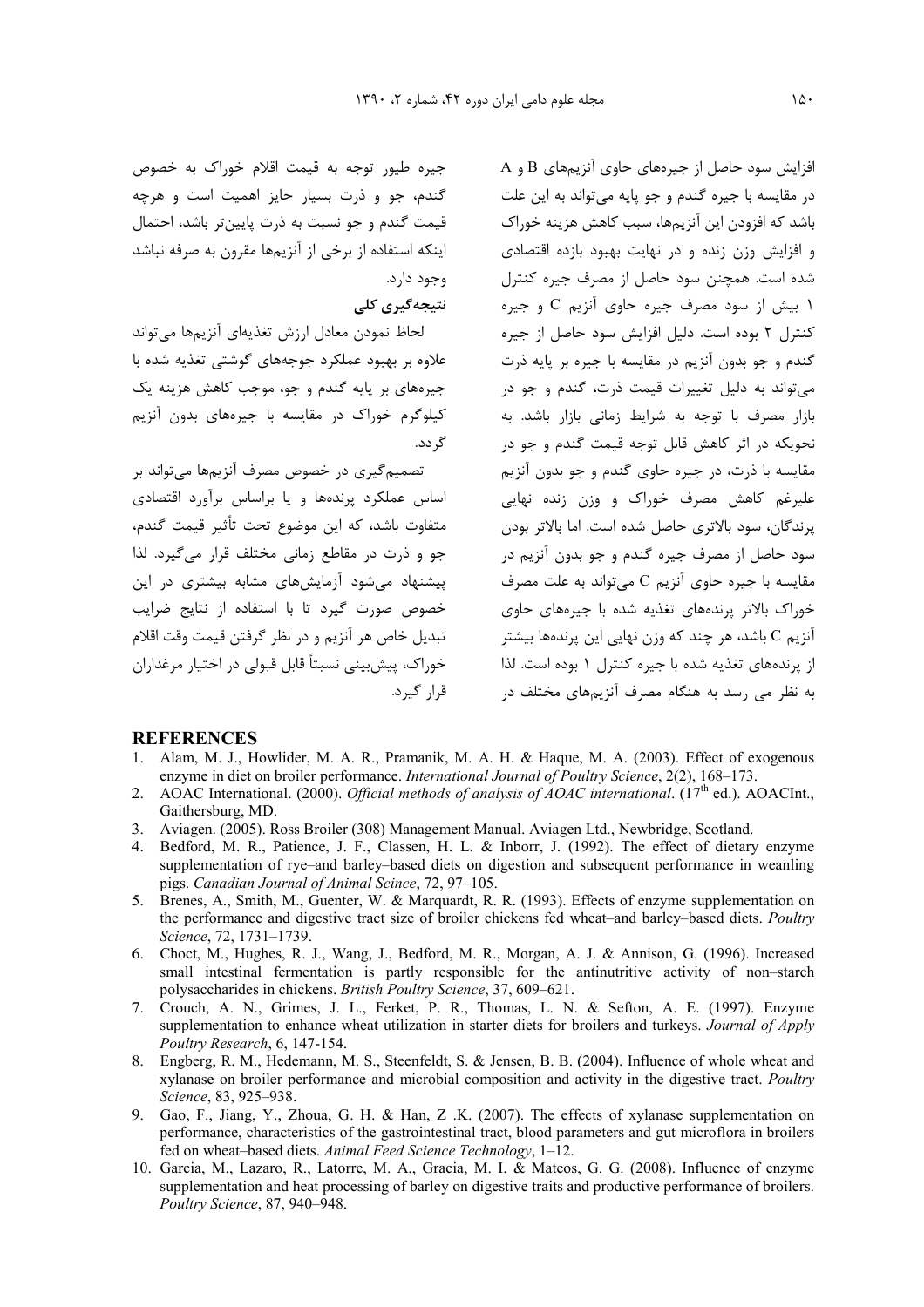افزایش سود حاصل از جیره‌های حاوی آنزیم‌های A و B در مقایسه با جیره گندم و جو پایه می‌تواند به این علت باشد که افزودن این آنزیم‌ها، سبب کاهش هزینه خوراک و افزایش وزن زنده و در نهایت بهبود بازده اقتصادی شده است. همچنین سود حاصل از مصرف جیره کنترل ۱ بیش از سود مصرف جیره حاوی آنزیم C و جیره کنترل ۲ بوده است. دلیل افزایش سود حاصل از جیره گندم و جو بدون آنزیم در مقایسه با جیره بر پایه ذرت می‌تواند به دلیل تغییرات قیمت ذرت، گندم و جو در بازار مصرف با توجه به شرایط زمانی بازار باشد. به نحویکه در اثر کاهش قابل توجه قیمت گندم و جو در مقایسه با ذرت، در جیره حاوی گندم و جو بدون آنزیم علیرغم کاهش مصرف خوراک و وزن زنده نهایی پرندگان، سود بالاتری حاصل شده است. اما بالاتر بودن سود حاصل از مصرف جیره گندم و جو بدون آنزیم در مقایسه با جیره حاوی آنزیم C می‌تواند به علت مصرف خوراک بالاتر پرنده‌های تغذیه شده با جیره‌های حاوی آنزیم C باشد، هر چند که وزن نهایی این پرنده‌ها بیشتر از پرنده‌های تغذیه شده با جیره کنترل ۱ بوده است. لذا به نظر می رسد به هنگام مصرف آنزیم‌های مختلف در جیره طیور توجه به قیمت اقلام خوراک به خصوص گندم، جو و ذرت بسیار حایز اهمیت است و هرچه قیمت گندم و جو نسبت به ذرت پایین‌تر باشد، احتمال اینکه استفاده از برخی از آنزیم‌ها مقرون به صرفه نباشد وجود دارد.

## نتیجه‌گیری کلی

لحاظ نمودن معادل ارزش تغذیه‌ای آنزیم‌ها می‌تواند علاوه بر بهبود عملکرد جوجه‌های گوشتی تغذیه شده با جیره‌های بر پایه گندم و جو، موجب کاهش هزینه یک کیلوگرم خوراک در مقایسه با جیره‌های بدون آنزیم گردد.

تصمیم‌گیری در خصوص مصرف آنزیم‌ها می‌تواند بر اساس عملکرد پرنده‌ها و یا براساس برآورد اقتصادی متفاوت باشد، که این موضوع تحت تأثیر قیمت گندم، جو و ذرت در مقاطع زمانی مختلف قرار می‌گیرد. لذا پیشنهاد می‌شود آزمایش‌های مشابه بیشتری در این خصوص صورت گیرد تا با استفاده از نتایج ضرایب تبدیل خاص هر آنزیم و در نظر گرفتن قیمت وقت اقلام خوراک، پیش‌بینی نسبتاً قابل قبولی در اختیار مرغداران قرار گیرد.

## REFERENCES

1. Alam, M. J., Howlider, M. A. R., Pramanik, M. A. H. & Haque, M. A. (2003). Effect of exogenous enzyme in diet on broiler performance. *International Journal of Poultry Science*, 2(2), 168–173.
2. AOAC International. (2000). *Official methods of analysis of AOAC international*. (17th ed.). AOACInt., Gaithersburg, MD.
3. Aviagen. (2005). Ross Broiler (308) Management Manual. Aviagen Ltd., Newbridge, Scotland.
4. Bedford, M. R., Patience, J. F., Classen, H. L. & Inborr, J. (1992). The effect of dietary enzyme supplementation of rye–and barley–based diets on digestion and subsequent performance in weanling pigs. *Canadian Journal of Animal Scince*, 72, 97–105.
5. Brenes, A., Smith, M., Guenter, W. & Marquardt, R. R. (1993). Effects of enzyme supplementation on the performance and digestive tract size of broiler chickens fed wheat–and barley–based diets. *Poultry Science*, 72, 1731–1739.
6. Choct, M., Hughes, R. J., Wang, J., Bedford, M. R., Morgan, A. J. & Annison, G. (1996). Increased small intestinal fermentation is partly responsible for the antinutritive activity of non–starch polysaccharides in chickens. *British Poultry Science*, 37, 609–621.
7. Crouch, A. N., Grimes, J. L., Ferket, P. R., Thomas, L. N. & Sefton, A. E. (1997). Enzyme supplementation to enhance wheat utilization in starter diets for broilers and turkeys. *Journal of Apply Poultry Research*, 6, 147-154.
8. Engberg, R. M., Hedemann, M. S., Steenfeldt, S. & Jensen, B. B. (2004). Influence of whole wheat and xylanase on broiler performance and microbial composition and activity in the digestive tract. *Poultry Science*, 83, 925–938.
9. Gao, F., Jiang, Y., Zhoua, G. H. & Han, Z .K. (2007). The effects of xylanase supplementation on performance, characteristics of the gastrointestinal tract, blood parameters and gut microflora in broilers fed on wheat–based diets. *Animal Feed Science Technology*, 1–12.
10. Garcia, M., Lazaro, R., Latorre, M. A., Gracia, M. I. & Mateos, G. G. (2008). Influence of enzyme supplementation and heat processing of barley on digestive traits and productive performance of broilers. *Poultry Science*, 87, 940–948.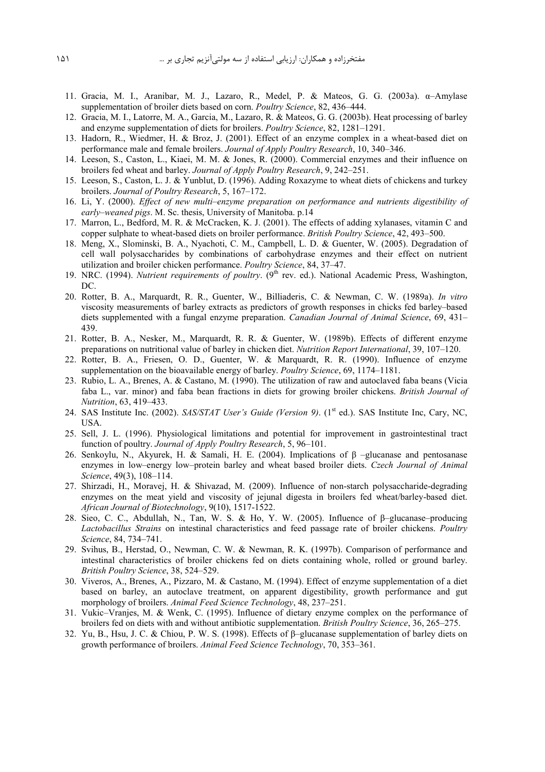11. Gracia, M. I., Aranibar, M. J., Lazaro, R., Medel, P. & Mateos, G. G. (2003a). α–Amylase supplementation of broiler diets based on corn. *Poultry Science*, 82, 436–444.
12. Gracia, M. I., Latorre, M. A., Garcia, M., Lazaro, R. & Mateos, G. G. (2003b). Heat processing of barley and enzyme supplementation of diets for broilers. *Poultry Science*, 82, 1281–1291.
13. Hadorn, R., Wiedmer, H. & Broz, J. (2001). Effect of an enzyme complex in a wheat-based diet on performance male and female broilers. *Journal of Apply Poultry Research*, 10, 340–346.
14. Leeson, S., Caston, L., Kiaei, M. M. & Jones, R. (2000). Commercial enzymes and their influence on broilers fed wheat and barley. *Journal of Apply Poultry Research*, 9, 242–251.
15. Leeson, S., Caston, L. J. & Yunblut, D. (1996). Adding Roxazyme to wheat diets of chickens and turkey broilers. *Journal of Poultry Research*, 5, 167–172.
16. Li, Y. (2000). *Effect of new multi–enzyme preparation on performance and nutrients digestibility of early–weaned pigs*. M. Sc. thesis, University of Manitoba. p.14
17. Marron, L., Bedford, M. R. & McCracken, K. J. (2001). The effects of adding xylanases, vitamin C and copper sulphate to wheat-based diets on broiler performance. *British Poultry Science*, 42, 493–500.
18. Meng, X., Slominski, B. A., Nyachoti, C. M., Campbell, L. D. & Guenter, W. (2005). Degradation of cell wall polysaccharides by combinations of carbohydrase enzymes and their effect on nutrient utilization and broiler chicken performance. *Poultry Science*, 84, 37–47.
19. NRC. (1994). *Nutrient requirements of poultry*. (9th rev. ed.). National Academic Press, Washington, DC.
20. Rotter, B. A., Marquardt, R. R., Guenter, W., Billiaderis, C. & Newman, C. W. (1989a). *In vitro* viscosity measurements of barley extracts as predictors of growth responses in chicks fed barley–based diets supplemented with a fungal enzyme preparation. *Canadian Journal of Animal Science*, 69, 431–439.
21. Rotter, B. A., Nesker, M., Marquardt, R. R. & Guenter, W. (1989b). Effects of different enzyme preparations on nutritional value of barley in chicken diet. *Nutrition Report International*, 39, 107–120.
22. Rotter, B. A., Friesen, O. D., Guenter, W. & Marquardt, R. R. (1990). Influence of enzyme supplementation on the bioavailable energy of barley. *Poultry Science*, 69, 1174–1181.
23. Rubio, L. A., Brenes, A. & Castano, M. (1990). The utilization of raw and autoclaved faba beans (Vicia faba L., var. minor) and faba bean fractions in diets for growing broiler chickens. *British Journal of Nutrition*, 63, 419–433.
24. SAS Institute Inc. (2002). *SAS/STAT User's Guide (Version 9)*. (1st ed.). SAS Institute Inc, Cary, NC, USA.
25. Sell, J. L. (1996). Physiological limitations and potential for improvement in gastrointestinal tract function of poultry. *Journal of Apply Poultry Research*, 5, 96–101.
26. Senkoylu, N., Akyurek, H. & Samali, H. E. (2004). Implications of β –glucanase and pentosanase enzymes in low–energy low–protein barley and wheat based broiler diets. *Czech Journal of Animal Science*, 49(3), 108–114.
27. Shirzadi, H., Moravej, H. & Shivazad, M. (2009). Influence of non-starch polysaccharide-degrading enzymes on the meat yield and viscosity of jejunal digesta in broilers fed wheat/barley-based diet. *African Journal of Biotechnology*, 9(10), 1517-1522.
28. Sieo, C. C., Abdullah, N., Tan, W. S. & Ho, Y. W. (2005). Influence of β–glucanase–producing *Lactobacillus Strains* on intestinal characteristics and feed passage rate of broiler chickens. *Poultry Science*, 84, 734–741.
29. Svihus, B., Herstad, O., Newman, C. W. & Newman, R. K. (1997b). Comparison of performance and intestinal characteristics of broiler chickens fed on diets containing whole, rolled or ground barley. *British Poultry Science*, 38, 524–529.
30. Viveros, A., Brenes, A., Pizzaro, M. & Castano, M. (1994). Effect of enzyme supplementation of a diet based on barley, an autoclave treatment, on apparent digestibility, growth performance and gut morphology of broilers. *Animal Feed Science Technology*, 48, 237–251.
31. Vukic–Vranjes, M. & Wenk, C. (1995). Influence of dietary enzyme complex on the performance of broilers fed on diets with and without antibiotic supplementation. *British Poultry Science*, 36, 265–275.
32. Yu, B., Hsu, J. C. & Chiou, P. W. S. (1998). Effects of β–glucanase supplementation of barley diets on growth performance of broilers. *Animal Feed Science Technology*, 70, 353–361.